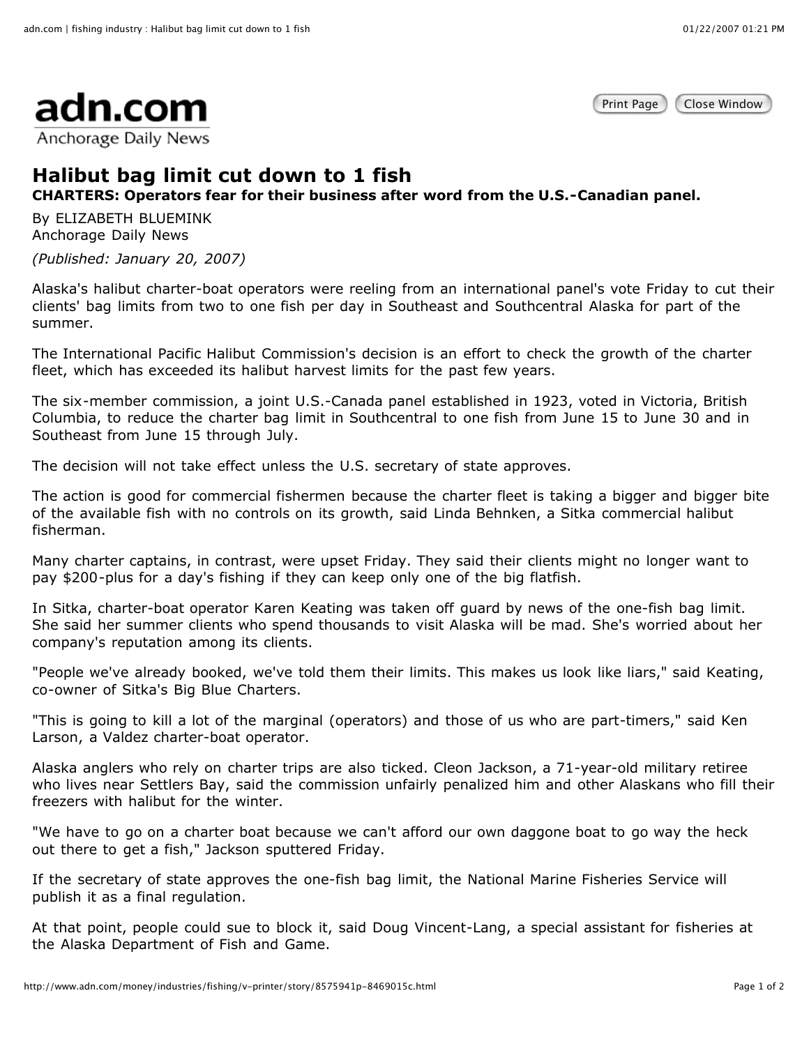adn.com
Anchorage Daily News

# Halibut bag limit cut down to 1 fish

**CHARTERS: Operators fear for their business after word from the U.S.-Canadian panel.**

By ELIZABETH BLUEMINK
Anchorage Daily News

*(Published: January 20, 2007)*

Alaska's halibut charter-boat operators were reeling from an international panel's vote Friday to cut their clients' bag limits from two to one fish per day in Southeast and Southcentral Alaska for part of the summer.

The International Pacific Halibut Commission's decision is an effort to check the growth of the charter fleet, which has exceeded its halibut harvest limits for the past few years.

The six-member commission, a joint U.S.-Canada panel established in 1923, voted in Victoria, British Columbia, to reduce the charter bag limit in Southcentral to one fish from June 15 to June 30 and in Southeast from June 15 through July.

The decision will not take effect unless the U.S. secretary of state approves.

The action is good for commercial fishermen because the charter fleet is taking a bigger and bigger bite of the available fish with no controls on its growth, said Linda Behnken, a Sitka commercial halibut fisherman.

Many charter captains, in contrast, were upset Friday. They said their clients might no longer want to pay $200-plus for a day's fishing if they can keep only one of the big flatfish.

In Sitka, charter-boat operator Karen Keating was taken off guard by news of the one-fish bag limit. She said her summer clients who spend thousands to visit Alaska will be mad. She's worried about her company's reputation among its clients.

"People we've already booked, we've told them their limits. This makes us look like liars," said Keating, co-owner of Sitka's Big Blue Charters.

"This is going to kill a lot of the marginal (operators) and those of us who are part-timers," said Ken Larson, a Valdez charter-boat operator.

Alaska anglers who rely on charter trips are also ticked. Cleon Jackson, a 71-year-old military retiree who lives near Settlers Bay, said the commission unfairly penalized him and other Alaskans who fill their freezers with halibut for the winter.

"We have to go on a charter boat because we can't afford our own daggone boat to go way the heck out there to get a fish," Jackson sputtered Friday.

If the secretary of state approves the one-fish bag limit, the National Marine Fisheries Service will publish it as a final regulation.

At that point, people could sue to block it, said Doug Vincent-Lang, a special assistant for fisheries at the Alaska Department of Fish and Game.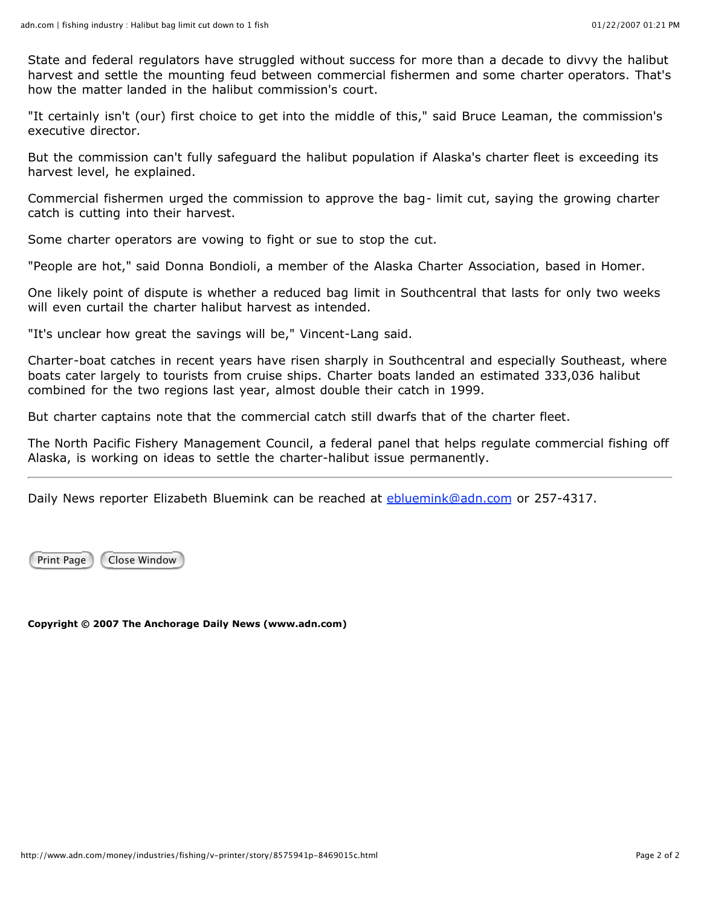State and federal regulators have struggled without success for more than a decade to divvy the halibut harvest and settle the mounting feud between commercial fishermen and some charter operators. That's how the matter landed in the halibut commission's court.

"It certainly isn't (our) first choice to get into the middle of this," said Bruce Leaman, the commission's executive director.

But the commission can't fully safeguard the halibut population if Alaska's charter fleet is exceeding its harvest level, he explained.

Commercial fishermen urged the commission to approve the bag- limit cut, saying the growing charter catch is cutting into their harvest.

Some charter operators are vowing to fight or sue to stop the cut.

"People are hot," said Donna Bondioli, a member of the Alaska Charter Association, based in Homer.

One likely point of dispute is whether a reduced bag limit in Southcentral that lasts for only two weeks will even curtail the charter halibut harvest as intended.

"It's unclear how great the savings will be," Vincent-Lang said.

Charter-boat catches in recent years have risen sharply in Southcentral and especially Southeast, where boats cater largely to tourists from cruise ships. Charter boats landed an estimated 333,036 halibut combined for the two regions last year, almost double their catch in 1999.

But charter captains note that the commercial catch still dwarfs that of the charter fleet.

The North Pacific Fishery Management Council, a federal panel that helps regulate commercial fishing off Alaska, is working on ideas to settle the charter-halibut issue permanently.

---

Daily News reporter Elizabeth Bluemink can be reached at ebluemink@adn.com or 257-4317.

Print Page | Close Window

**Copyright © 2007 The Anchorage Daily News (www.adn.com)**